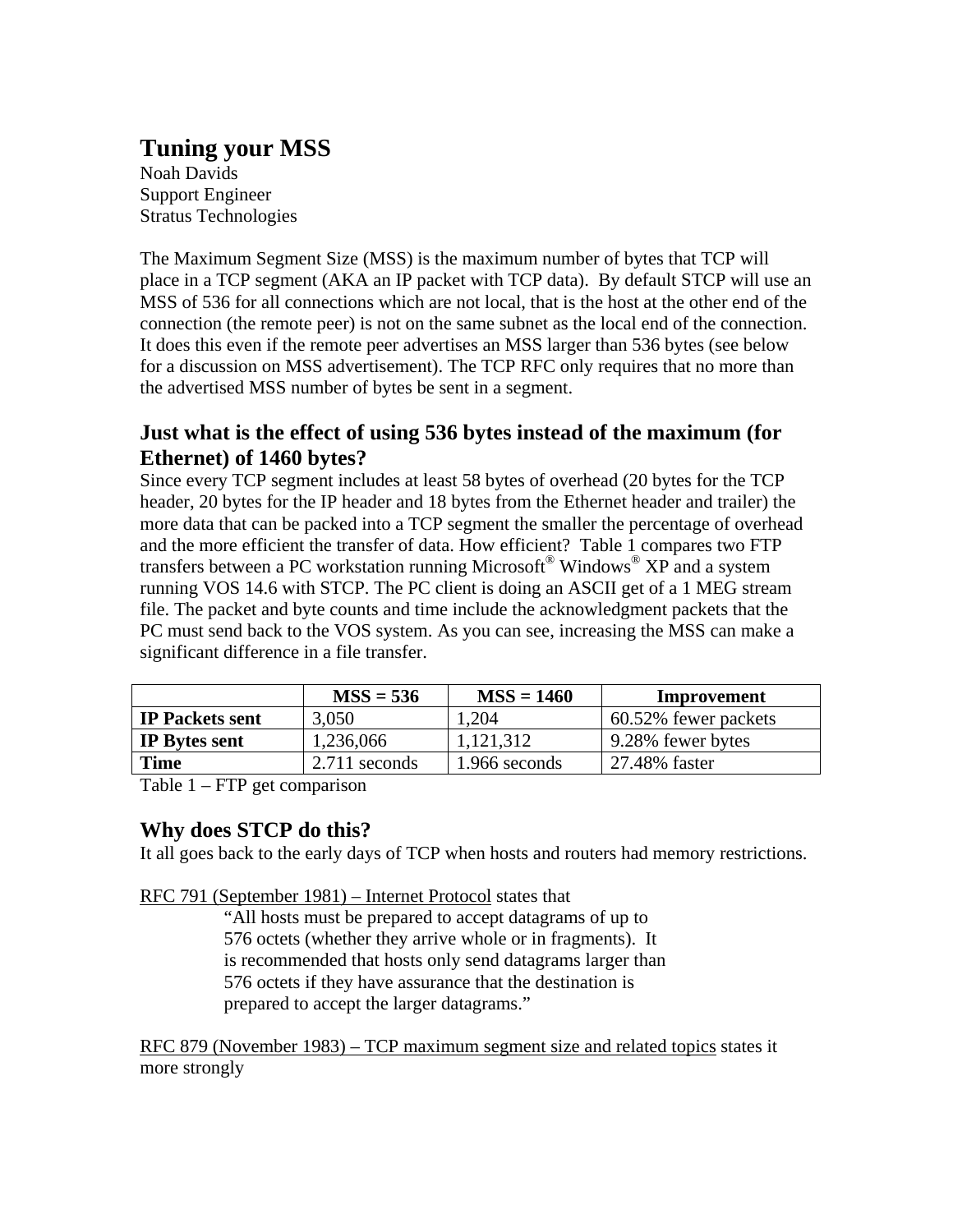# Tuning your MSS

Noah Davids
Support Engineer
Stratus Technologies

The Maximum Segment Size (MSS) is the maximum number of bytes that TCP will place in a TCP segment (AKA an IP packet with TCP data). By default STCP will use an MSS of 536 for all connections which are not local, that is the host at the other end of the connection (the remote peer) is not on the same subnet as the local end of the connection. It does this even if the remote peer advertises an MSS larger than 536 bytes (see below for a discussion on MSS advertisement). The TCP RFC only requires that no more than the advertised MSS number of bytes be sent in a segment.

## Just what is the effect of using 536 bytes instead of the maximum (for Ethernet) of 1460 bytes?

Since every TCP segment includes at least 58 bytes of overhead (20 bytes for the TCP header, 20 bytes for the IP header and 18 bytes from the Ethernet header and trailer) the more data that can be packed into a TCP segment the smaller the percentage of overhead and the more efficient the transfer of data. How efficient? Table 1 compares two FTP transfers between a PC workstation running Microsoft® Windows® XP and a system running VOS 14.6 with STCP. The PC client is doing an ASCII get of a 1 MEG stream file. The packet and byte counts and time include the acknowledgment packets that the PC must send back to the VOS system. As you can see, increasing the MSS can make a significant difference in a file transfer.

| | **MSS = 536** | **MSS = 1460** | **Improvement** |
|---|---|---|---|
| **IP Packets sent** | 3,050 | 1,204 | 60.52% fewer packets |
| **IP Bytes sent** | 1,236,066 | 1,121,312 | 9.28% fewer bytes |
| **Time** | 2.711 seconds | 1.966 seconds | 27.48% faster |

Table 1 – FTP get comparison

## Why does STCP do this?

It all goes back to the early days of TCP when hosts and routers had memory restrictions.

RFC 791 (September 1981) – Internet Protocol states that

> "All hosts must be prepared to accept datagrams of up to 576 octets (whether they arrive whole or in fragments). It is recommended that hosts only send datagrams larger than 576 octets if they have assurance that the destination is prepared to accept the larger datagrams."

RFC 879 (November 1983) – TCP maximum segment size and related topics states it more strongly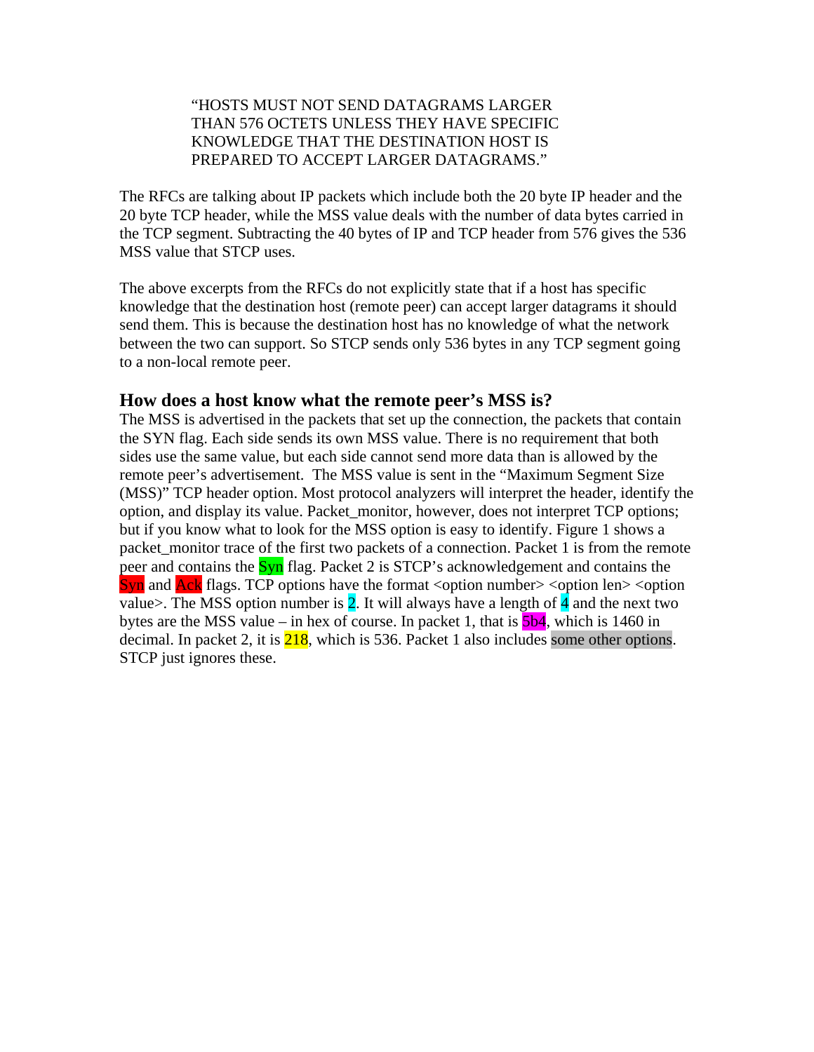> "HOSTS MUST NOT SEND DATAGRAMS LARGER THAN 576 OCTETS UNLESS THEY HAVE SPECIFIC KNOWLEDGE THAT THE DESTINATION HOST IS PREPARED TO ACCEPT LARGER DATAGRAMS."

The RFCs are talking about IP packets which include both the 20 byte IP header and the 20 byte TCP header, while the MSS value deals with the number of data bytes carried in the TCP segment. Subtracting the 40 bytes of IP and TCP header from 576 gives the 536 MSS value that STCP uses.

The above excerpts from the RFCs do not explicitly state that if a host has specific knowledge that the destination host (remote peer) can accept larger datagrams it should send them. This is because the destination host has no knowledge of what the network between the two can support. So STCP sends only 536 bytes in any TCP segment going to a non-local remote peer.

### How does a host know what the remote peer's MSS is?

The MSS is advertised in the packets that set up the connection, the packets that contain the SYN flag. Each side sends its own MSS value. There is no requirement that both sides use the same value, but each side cannot send more data than is allowed by the remote peer's advertisement. The MSS value is sent in the "Maximum Segment Size (MSS)" TCP header option. Most protocol analyzers will interpret the header, identify the option, and display its value. Packet_monitor, however, does not interpret TCP options; but if you know what to look for the MSS option is easy to identify. Figure 1 shows a packet_monitor trace of the first two packets of a connection. Packet 1 is from the remote peer and contains the Syn flag. Packet 2 is STCP's acknowledgement and contains the Syn and Ack flags. TCP options have the format <option number> <option len> <option value>. The MSS option number is 2. It will always have a length of 4 and the next two bytes are the MSS value – in hex of course. In packet 1, that is 5b4, which is 1460 in decimal. In packet 2, it is 218, which is 536. Packet 1 also includes some other options. STCP just ignores these.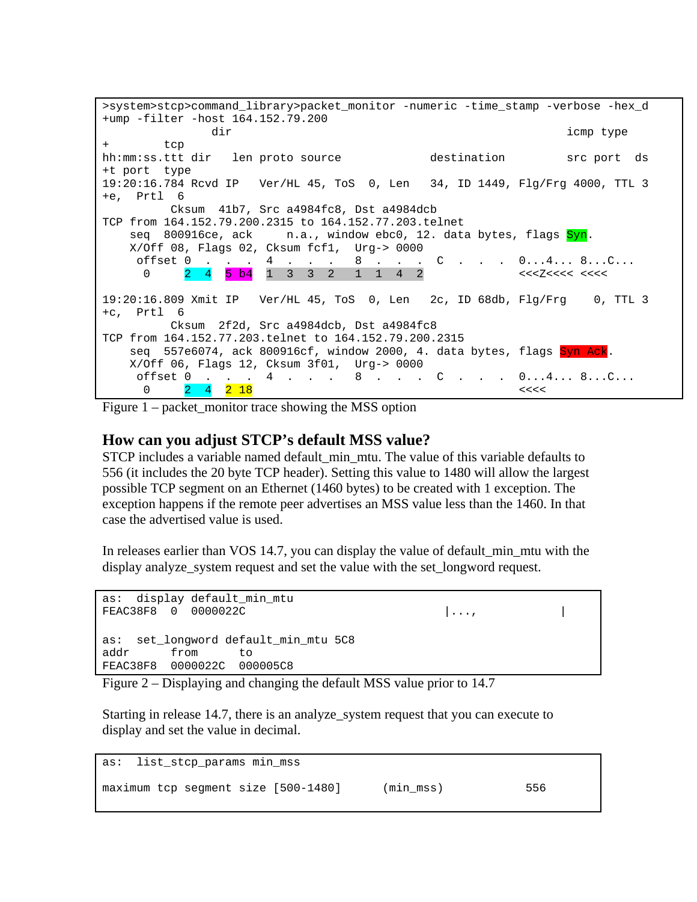```
>system>stcp>command_library>packet_monitor -numeric -time_stamp -verbose -hex_d
+ump -filter -host 164.152.79.200
                dir                                                    icmp type
+        tcp
hh:mm:ss.ttt dir   len proto source             destination         src port  ds
+t port  type
19:20:16.784 Rcvd IP   Ver/HL 45, ToS  0, Len   34, ID 1449, Flg/Frg 4000, TTL 3
+e,  Prtl  6
          Cksum  41b7, Src a4984fc8, Dst a4984dcb
TCP from 164.152.79.200.2315 to 164.152.77.203.telnet
    seq  800916ce, ack     n.a., window ebc0, 12. data bytes, flags Syn.
    X/Off 08, Flags 02, Cksum fcf1,  Urg-> 0000
     offset 0  .  .  .  4  .  .  .  8  .  .  .  C  .  .  .  0...4... 8...C...
      0     2  4  5 b4  1  3  3  2  1  1  4  2              <<<Z<<<< <<<<

19:20:16.809 Xmit IP   Ver/HL 45, ToS  0, Len   2c, ID 68db, Flg/Frg    0, TTL 3
+c,  Prtl  6
          Cksum  2f2d, Src a4984dcb, Dst a4984fc8
TCP from 164.152.77.203.telnet to 164.152.79.200.2315
    seq  557e6074, ack 800916cf, window 2000, 4. data bytes, flags Syn Ack.
    X/Off 06, Flags 12, Cksum 3f01,  Urg-> 0000
     offset 0  .  .  .  4  .  .  .  8  .  .  .  C  .  .  .  0...4... 8...C...
      0     2  4  2 18                                      <<<<
```
Figure 1 – packet_monitor trace showing the MSS option

## How can you adjust STCP's default MSS value?

STCP includes a variable named default_min_mtu. The value of this variable defaults to 556 (it includes the 20 byte TCP header). Setting this value to 1480 will allow the largest possible TCP segment on an Ethernet (1460 bytes) to be created with 1 exception. The exception happens if the remote peer advertises an MSS value less than the 1460. In that case the advertised value is used.

In releases earlier than VOS 14.7, you can display the value of default_min_mtu with the display analyze_system request and set the value with the set_longword request.

```
as:  display default_min_mtu
FEAC38F8  0  0000022C                                  |...,           |

as:  set_longword default_min_mtu 5C8
addr      from      to
FEAC38F8  0000022C  000005C8
```
Figure 2 – Displaying and changing the default MSS value prior to 14.7

Starting in release 14.7, there is an analyze_system request that you can execute to display and set the value in decimal.

```
as:  list_stcp_params min_mss

maximum tcp segment size [500-1480]      (min_mss)           556
```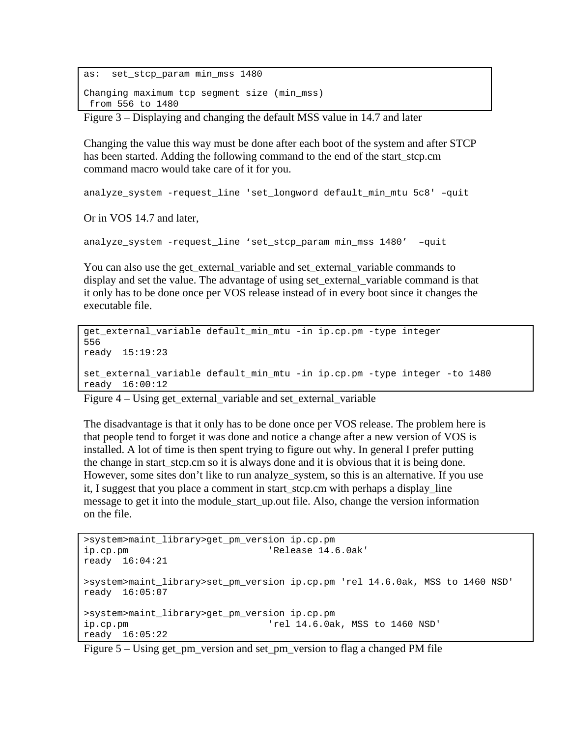```
as:  set_stcp_param min_mss 1480

Changing maximum tcp segment size (min_mss)
 from 556 to 1480
```

Figure 3 – Displaying and changing the default MSS value in 14.7 and later

Changing the value this way must be done after each boot of the system and after STCP has been started. Adding the following command to the end of the start_stcp.cm command macro would take care of it for you.

```
analyze_system -request_line 'set_longword default_min_mtu 5c8' –quit
```

Or in VOS 14.7 and later,

```
analyze_system -request_line ‘set_stcp_param min_mss 1480’  –quit
```

You can also use the get_external_variable and set_external_variable commands to display and set the value. The advantage of using set_external_variable command is that it only has to be done once per VOS release instead of in every boot since it changes the executable file.

```
get_external_variable default_min_mtu -in ip.cp.pm -type integer
556
ready  15:19:23

set_external_variable default_min_mtu -in ip.cp.pm -type integer -to 1480
ready  16:00:12
```

Figure 4 – Using get_external_variable and set_external_variable

The disadvantage is that it only has to be done once per VOS release. The problem here is that people tend to forget it was done and notice a change after a new version of VOS is installed. A lot of time is then spent trying to figure out why. In general I prefer putting the change in start_stcp.cm so it is always done and it is obvious that it is being done. However, some sites don’t like to run analyze_system, so this is an alternative. If you use it, I suggest that you place a comment in start_stcp.cm with perhaps a display_line message to get it into the module_start_up.out file. Also, change the version information on the file.

```
>system>maint_library>get_pm_version ip.cp.pm
ip.cp.pm                         'Release 14.6.0ak'
ready  16:04:21

>system>maint_library>set_pm_version ip.cp.pm 'rel 14.6.0ak, MSS to 1460 NSD'
ready  16:05:07

>system>maint_library>get_pm_version ip.cp.pm
ip.cp.pm                         'rel 14.6.0ak, MSS to 1460 NSD'
ready  16:05:22
```

Figure 5 – Using get_pm_version and set_pm_version to flag a changed PM file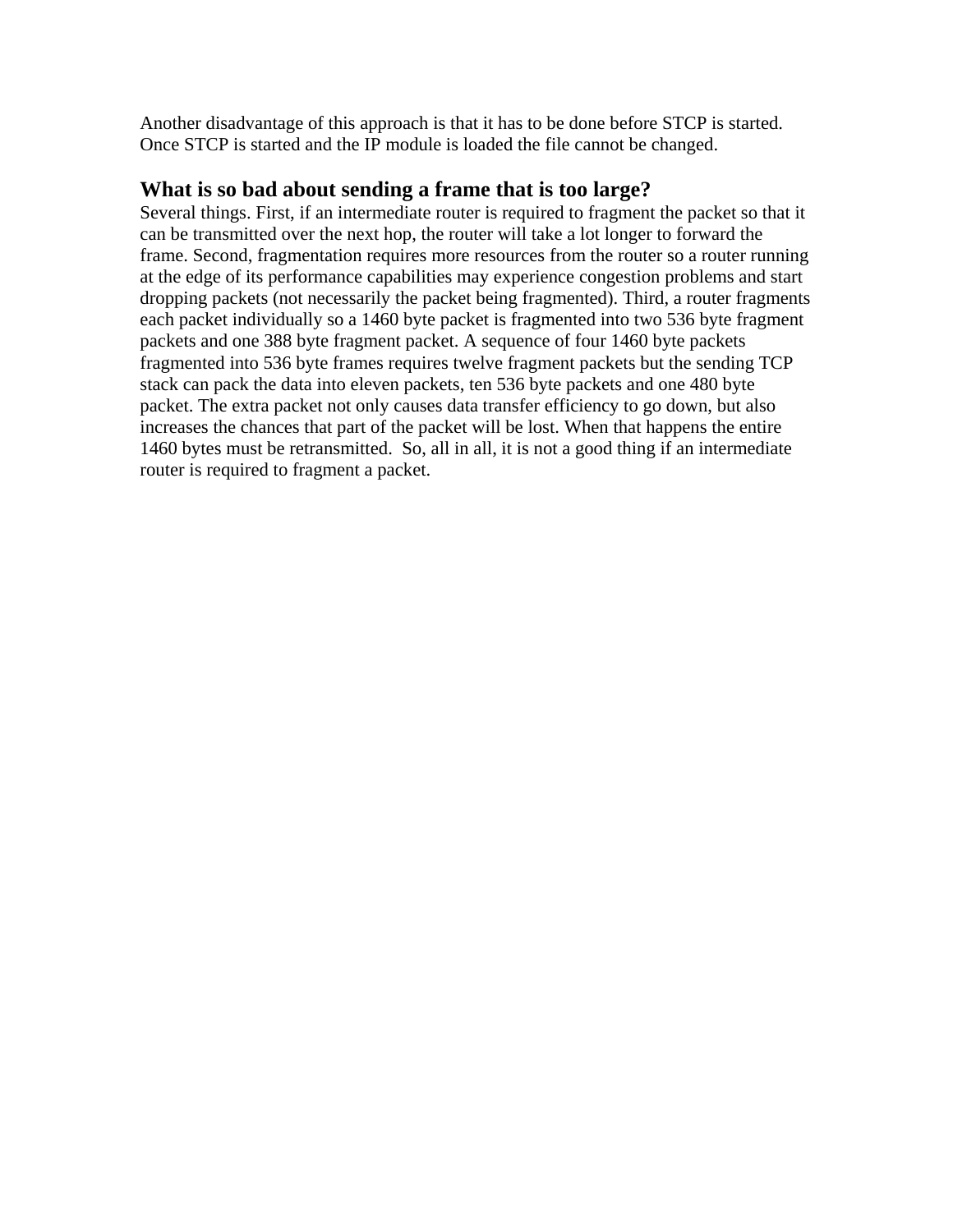Another disadvantage of this approach is that it has to be done before STCP is started. Once STCP is started and the IP module is loaded the file cannot be changed.

### What is so bad about sending a frame that is too large?

Several things. First, if an intermediate router is required to fragment the packet so that it can be transmitted over the next hop, the router will take a lot longer to forward the frame. Second, fragmentation requires more resources from the router so a router running at the edge of its performance capabilities may experience congestion problems and start dropping packets (not necessarily the packet being fragmented). Third, a router fragments each packet individually so a 1460 byte packet is fragmented into two 536 byte fragment packets and one 388 byte fragment packet. A sequence of four 1460 byte packets fragmented into 536 byte frames requires twelve fragment packets but the sending TCP stack can pack the data into eleven packets, ten 536 byte packets and one 480 byte packet. The extra packet not only causes data transfer efficiency to go down, but also increases the chances that part of the packet will be lost. When that happens the entire 1460 bytes must be retransmitted. So, all in all, it is not a good thing if an intermediate router is required to fragment a packet.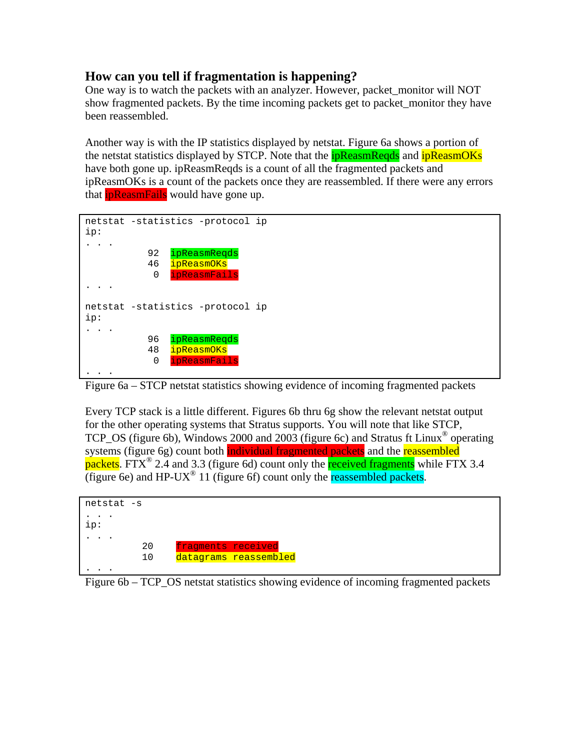### How can you tell if fragmentation is happening?

One way is to watch the packets with an analyzer. However, packet_monitor will NOT show fragmented packets. By the time incoming packets get to packet_monitor they have been reassembled.

Another way is with the IP statistics displayed by netstat. Figure 6a shows a portion of the netstat statistics displayed by STCP. Note that the ipReasmReqds and ipReasmOKs have both gone up. ipReasmReqds is a count of all the fragmented packets and ipReasmOKs is a count of the packets once they are reassembled. If there were any errors that ipReasmFails would have gone up.

```
netstat -statistics -protocol ip
ip:
. . .
          92  ipReasmReqds
          46  ipReasmOKs
           0  ipReasmFails
. . .

netstat -statistics -protocol ip
ip:
. . .
          96  ipReasmReqds
          48  ipReasmOKs
           0  ipReasmFails
. . .
```

Figure 6a – STCP netstat statistics showing evidence of incoming fragmented packets

Every TCP stack is a little different. Figures 6b thru 6g show the relevant netstat output for the other operating systems that Stratus supports. You will note that like STCP, TCP_OS (figure 6b), Windows 2000 and 2003 (figure 6c) and Stratus ft Linux® operating systems (figure 6g) count both individual fragmented packets and the reassembled packets. FTX® 2.4 and 3.3 (figure 6d) count only the received fragments while FTX 3.4 (figure 6e) and HP-UX® 11 (figure 6f) count only the reassembled packets.

```
netstat -s
. . .
ip:
. . .
         20    fragments received
         10    datagrams reassembled
. . .
```

Figure 6b – TCP_OS netstat statistics showing evidence of incoming fragmented packets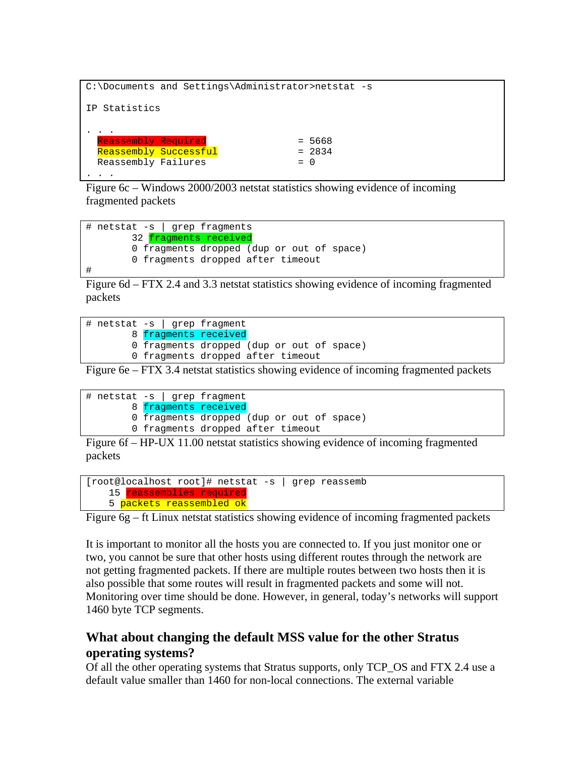```
C:\Documents and Settings\Administrator>netstat -s

IP Statistics

. . .
  Reassembly Required                    = 5668
  Reassembly Successful                  = 2834
  Reassembly Failures                    = 0
. . .
```

Figure 6c – Windows 2000/2003 netstat statistics showing evidence of incoming fragmented packets

```
# netstat -s | grep fragments
        32 fragments received
        0 fragments dropped (dup or out of space)
        0 fragments dropped after timeout
#
```

Figure 6d – FTX 2.4 and 3.3 netstat statistics showing evidence of incoming fragmented packets

```
# netstat -s | grep fragment
        8 fragments received
        0 fragments dropped (dup or out of space)
        0 fragments dropped after timeout
```

Figure 6e – FTX 3.4 netstat statistics showing evidence of incoming fragmented packets

```
# netstat -s | grep fragment
        8 fragments received
        0 fragments dropped (dup or out of space)
        0 fragments dropped after timeout
```

Figure 6f – HP-UX 11.00 netstat statistics showing evidence of incoming fragmented packets

```
[root@localhost root]# netstat -s | grep reassemb
    15 reassemblies required
    5 packets reassembled ok
```

Figure 6g – ft Linux netstat statistics showing evidence of incoming fragmented packets

It is important to monitor all the hosts you are connected to. If you just monitor one or two, you cannot be sure that other hosts using different routes through the network are not getting fragmented packets. If there are multiple routes between two hosts then it is also possible that some routes will result in fragmented packets and some will not. Monitoring over time should be done. However, in general, today's networks will support 1460 byte TCP segments.

## What about changing the default MSS value for the other Stratus operating systems?

Of all the other operating systems that Stratus supports, only TCP_OS and FTX 2.4 use a default value smaller than 1460 for non-local connections. The external variable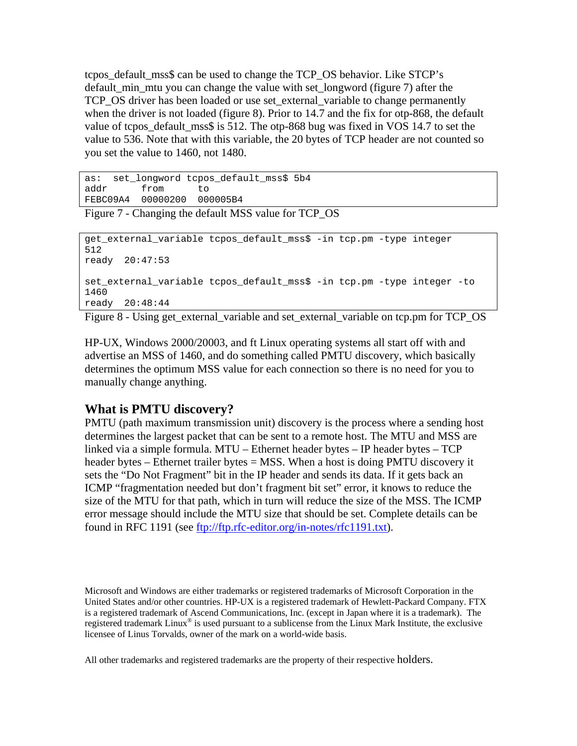tcpos_default_mss$ can be used to change the TCP_OS behavior. Like STCP's default_min_mtu you can change the value with set_longword (figure 7) after the TCP_OS driver has been loaded or use set_external_variable to change permanently when the driver is not loaded (figure 8). Prior to 14.7 and the fix for otp-868, the default value of tcpos_default_mss$ is 512. The otp-868 bug was fixed in VOS 14.7 to set the value to 536. Note that with this variable, the 20 bytes of TCP header are not counted so you set the value to 1460, not 1480.

```
as:  set_longword tcpos_default_mss$ 5b4
addr      from      to
FEBC09A4  00000200  000005B4
```

Figure 7 - Changing the default MSS value for TCP_OS

```
get_external_variable tcpos_default_mss$ -in tcp.pm -type integer
512
ready  20:47:53

set_external_variable tcpos_default_mss$ -in tcp.pm -type integer -to
1460
ready  20:48:44
```

Figure 8 - Using get_external_variable and set_external_variable on tcp.pm for TCP_OS

HP-UX, Windows 2000/20003, and ft Linux operating systems all start off with and advertise an MSS of 1460, and do something called PMTU discovery, which basically determines the optimum MSS value for each connection so there is no need for you to manually change anything.

## What is PMTU discovery?

PMTU (path maximum transmission unit) discovery is the process where a sending host determines the largest packet that can be sent to a remote host. The MTU and MSS are linked via a simple formula. MTU – Ethernet header bytes – IP header bytes – TCP header bytes – Ethernet trailer bytes = MSS. When a host is doing PMTU discovery it sets the "Do Not Fragment" bit in the IP header and sends its data. If it gets back an ICMP "fragmentation needed but don't fragment bit set" error, it knows to reduce the size of the MTU for that path, which in turn will reduce the size of the MSS. The ICMP error message should include the MTU size that should be set. Complete details can be found in RFC 1191 (see ftp://ftp.rfc-editor.org/in-notes/rfc1191.txt).

Microsoft and Windows are either trademarks or registered trademarks of Microsoft Corporation in the United States and/or other countries. HP-UX is a registered trademark of Hewlett-Packard Company. FTX is a registered trademark of Ascend Communications, Inc. (except in Japan where it is a trademark). The registered trademark Linux® is used pursuant to a sublicense from the Linux Mark Institute, the exclusive licensee of Linus Torvalds, owner of the mark on a world-wide basis.

All other trademarks and registered trademarks are the property of their respective holders.